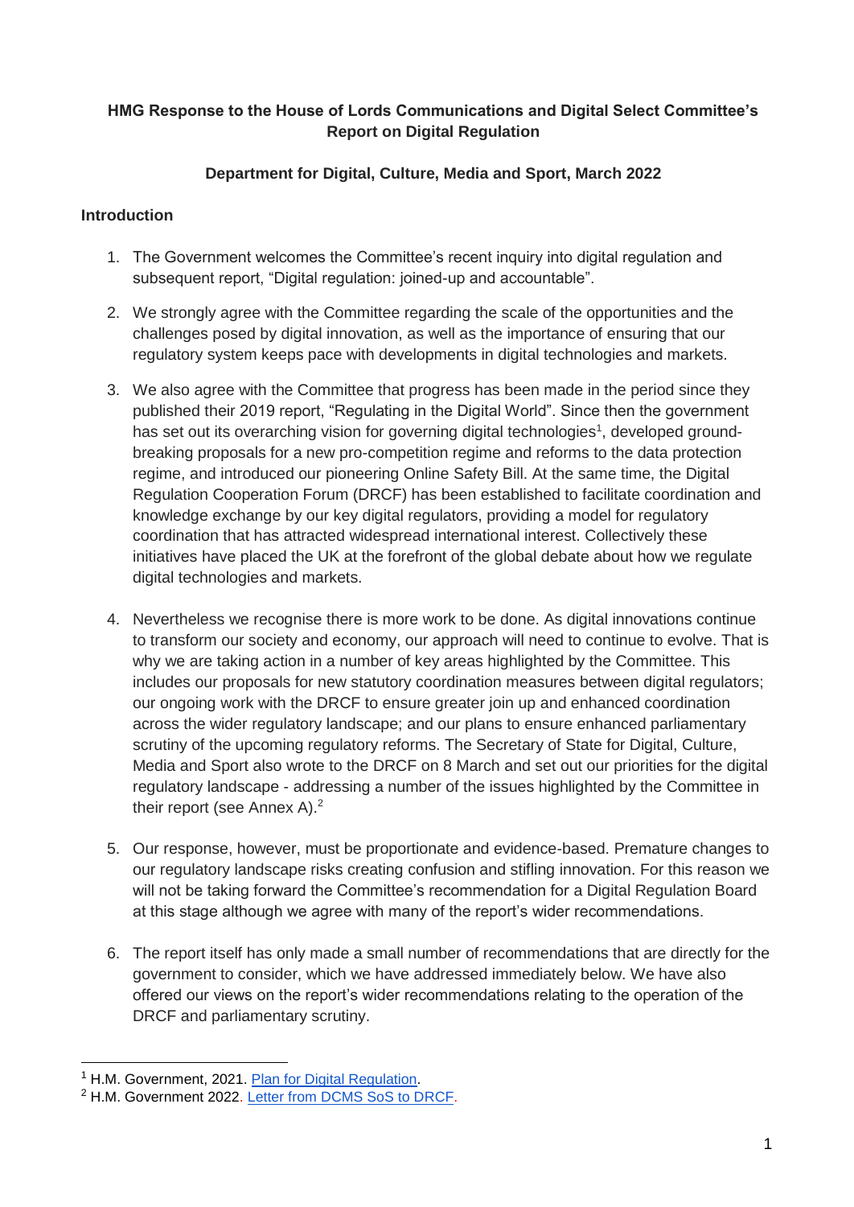**HMG Response to the House of Lords Communications and Digital Select Committee's Report on Digital Regulation**

**Department for Digital, Culture, Media and Sport, March 2022**

## Introduction

1. The Government welcomes the Committee's recent inquiry into digital regulation and subsequent report, "Digital regulation: joined-up and accountable".

2. We strongly agree with the Committee regarding the scale of the opportunities and the challenges posed by digital innovation, as well as the importance of ensuring that our regulatory system keeps pace with developments in digital technologies and markets.

3. We also agree with the Committee that progress has been made in the period since they published their 2019 report, "Regulating in the Digital World". Since then the government has set out its overarching vision for governing digital technologies[1], developed ground-breaking proposals for a new pro-competition regime and reforms to the data protection regime, and introduced our pioneering Online Safety Bill. At the same time, the Digital Regulation Cooperation Forum (DRCF) has been established to facilitate coordination and knowledge exchange by our key digital regulators, providing a model for regulatory coordination that has attracted widespread international interest. Collectively these initiatives have placed the UK at the forefront of the global debate about how we regulate digital technologies and markets.

4. Nevertheless we recognise there is more work to be done. As digital innovations continue to transform our society and economy, our approach will need to continue to evolve. That is why we are taking action in a number of key areas highlighted by the Committee. This includes our proposals for new statutory coordination measures between digital regulators; our ongoing work with the DRCF to ensure greater join up and enhanced coordination across the wider regulatory landscape; and our plans to ensure enhanced parliamentary scrutiny of the upcoming regulatory reforms. The Secretary of State for Digital, Culture, Media and Sport also wrote to the DRCF on 8 March and set out our priorities for the digital regulatory landscape - addressing a number of the issues highlighted by the Committee in their report (see Annex A).[2]

5. Our response, however, must be proportionate and evidence-based. Premature changes to our regulatory landscape risks creating confusion and stifling innovation. For this reason we will not be taking forward the Committee's recommendation for a Digital Regulation Board at this stage although we agree with many of the report's wider recommendations.

6. The report itself has only made a small number of recommendations that are directly for the government to consider, which we have addressed immediately below. We have also offered our views on the report's wider recommendations relating to the operation of the DRCF and parliamentary scrutiny.

---

[1] H.M. Government, 2021. Plan for Digital Regulation.

[2] H.M. Government 2022. Letter from DCMS SoS to DRCF.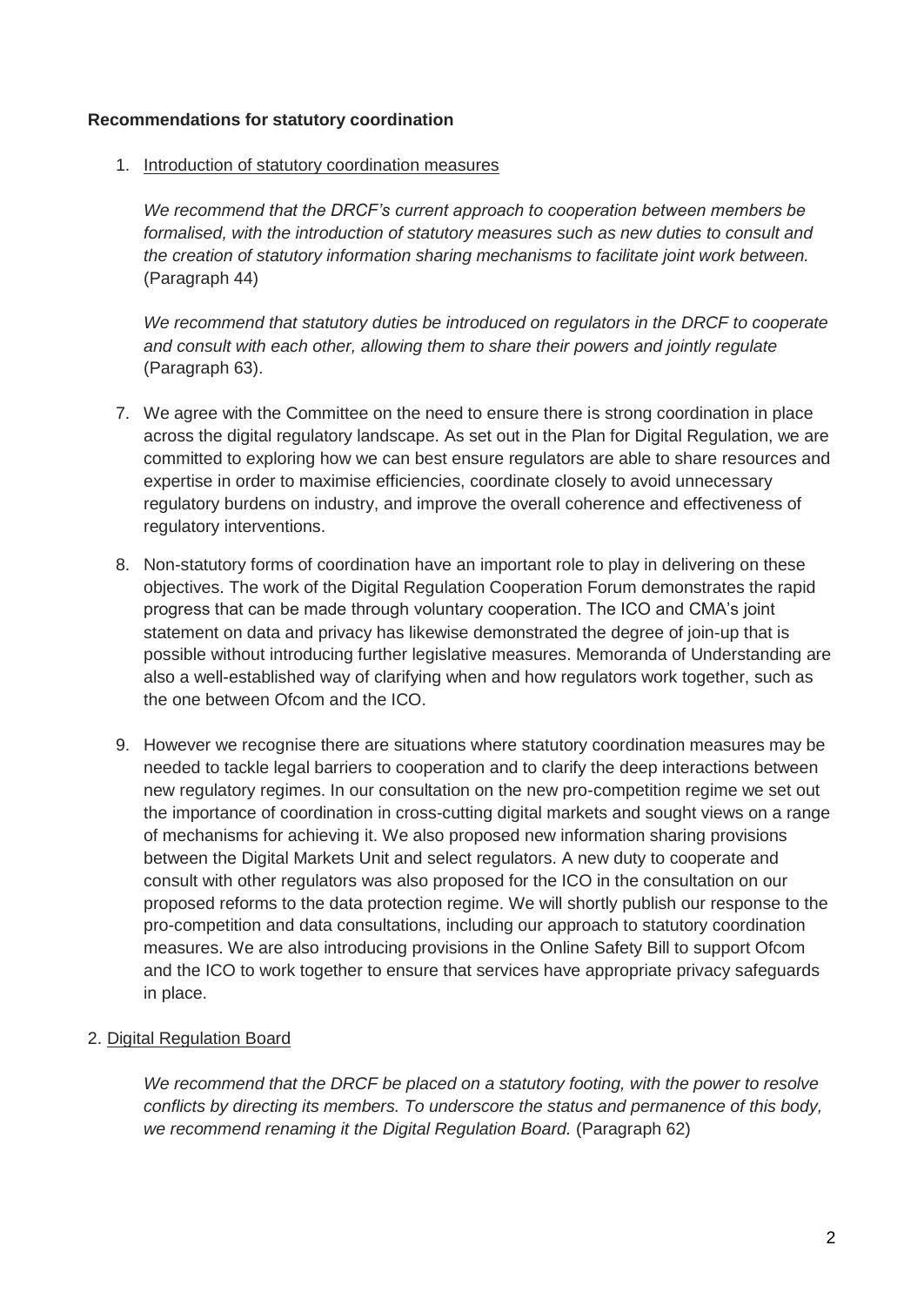**Recommendations for statutory coordination**

1. Introduction of statutory coordination measures

   *We recommend that the DRCF's current approach to cooperation between members be formalised, with the introduction of statutory measures such as new duties to consult and the creation of statutory information sharing mechanisms to facilitate joint work between.* (Paragraph 44)

   *We recommend that statutory duties be introduced on regulators in the DRCF to cooperate and consult with each other, allowing them to share their powers and jointly regulate* (Paragraph 63).

7. We agree with the Committee on the need to ensure there is strong coordination in place across the digital regulatory landscape. As set out in the Plan for Digital Regulation, we are committed to exploring how we can best ensure regulators are able to share resources and expertise in order to maximise efficiencies, coordinate closely to avoid unnecessary regulatory burdens on industry, and improve the overall coherence and effectiveness of regulatory interventions.

8. Non-statutory forms of coordination have an important role to play in delivering on these objectives. The work of the Digital Regulation Cooperation Forum demonstrates the rapid progress that can be made through voluntary cooperation. The ICO and CMA's joint statement on data and privacy has likewise demonstrated the degree of join-up that is possible without introducing further legislative measures. Memoranda of Understanding are also a well-established way of clarifying when and how regulators work together, such as the one between Ofcom and the ICO.

9. However we recognise there are situations where statutory coordination measures may be needed to tackle legal barriers to cooperation and to clarify the deep interactions between new regulatory regimes. In our consultation on the new pro-competition regime we set out the importance of coordination in cross-cutting digital markets and sought views on a range of mechanisms for achieving it. We also proposed new information sharing provisions between the Digital Markets Unit and select regulators. A new duty to cooperate and consult with other regulators was also proposed for the ICO in the consultation on our proposed reforms to the data protection regime. We will shortly publish our response to the pro-competition and data consultations, including our approach to statutory coordination measures. We are also introducing provisions in the Online Safety Bill to support Ofcom and the ICO to work together to ensure that services have appropriate privacy safeguards in place.

2. Digital Regulation Board

   *We recommend that the DRCF be placed on a statutory footing, with the power to resolve conflicts by directing its members. To underscore the status and permanence of this body, we recommend renaming it the Digital Regulation Board.* (Paragraph 62)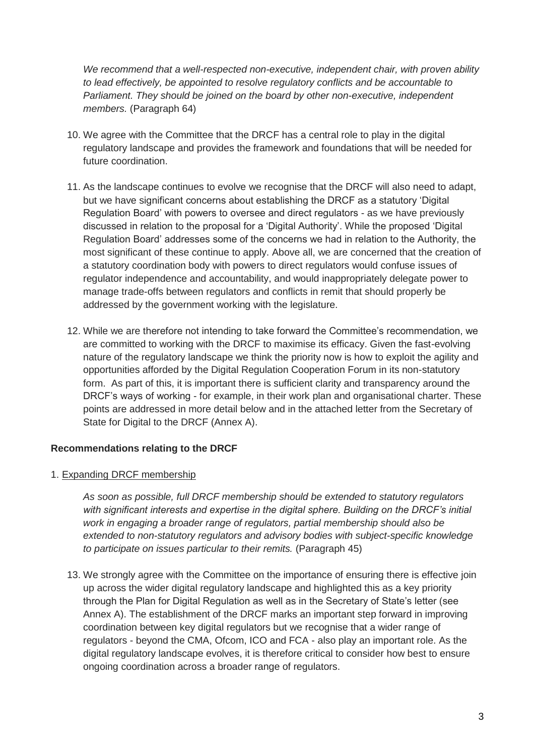*We recommend that a well-respected non-executive, independent chair, with proven ability to lead effectively, be appointed to resolve regulatory conflicts and be accountable to Parliament. They should be joined on the board by other non-executive, independent members.* (Paragraph 64)

10. We agree with the Committee that the DRCF has a central role to play in the digital regulatory landscape and provides the framework and foundations that will be needed for future coordination.

11. As the landscape continues to evolve we recognise that the DRCF will also need to adapt, but we have significant concerns about establishing the DRCF as a statutory 'Digital Regulation Board' with powers to oversee and direct regulators - as we have previously discussed in relation to the proposal for a 'Digital Authority'. While the proposed 'Digital Regulation Board' addresses some of the concerns we had in relation to the Authority, the most significant of these continue to apply. Above all, we are concerned that the creation of a statutory coordination body with powers to direct regulators would confuse issues of regulator independence and accountability, and would inappropriately delegate power to manage trade-offs between regulators and conflicts in remit that should properly be addressed by the government working with the legislature.

12. While we are therefore not intending to take forward the Committee's recommendation, we are committed to working with the DRCF to maximise its efficacy. Given the fast-evolving nature of the regulatory landscape we think the priority now is how to exploit the agility and opportunities afforded by the Digital Regulation Cooperation Forum in its non-statutory form. As part of this, it is important there is sufficient clarity and transparency around the DRCF's ways of working - for example, in their work plan and organisational charter. These points are addressed in more detail below and in the attached letter from the Secretary of State for Digital to the DRCF (Annex A).

**Recommendations relating to the DRCF**

1. <u>Expanding DRCF membership</u>

*As soon as possible, full DRCF membership should be extended to statutory regulators with significant interests and expertise in the digital sphere. Building on the DRCF's initial work in engaging a broader range of regulators, partial membership should also be extended to non-statutory regulators and advisory bodies with subject-specific knowledge to participate on issues particular to their remits.* (Paragraph 45)

13. We strongly agree with the Committee on the importance of ensuring there is effective join up across the wider digital regulatory landscape and highlighted this as a key priority through the Plan for Digital Regulation as well as in the Secretary of State's letter (see Annex A). The establishment of the DRCF marks an important step forward in improving coordination between key digital regulators but we recognise that a wider range of regulators - beyond the CMA, Ofcom, ICO and FCA - also play an important role. As the digital regulatory landscape evolves, it is therefore critical to consider how best to ensure ongoing coordination across a broader range of regulators.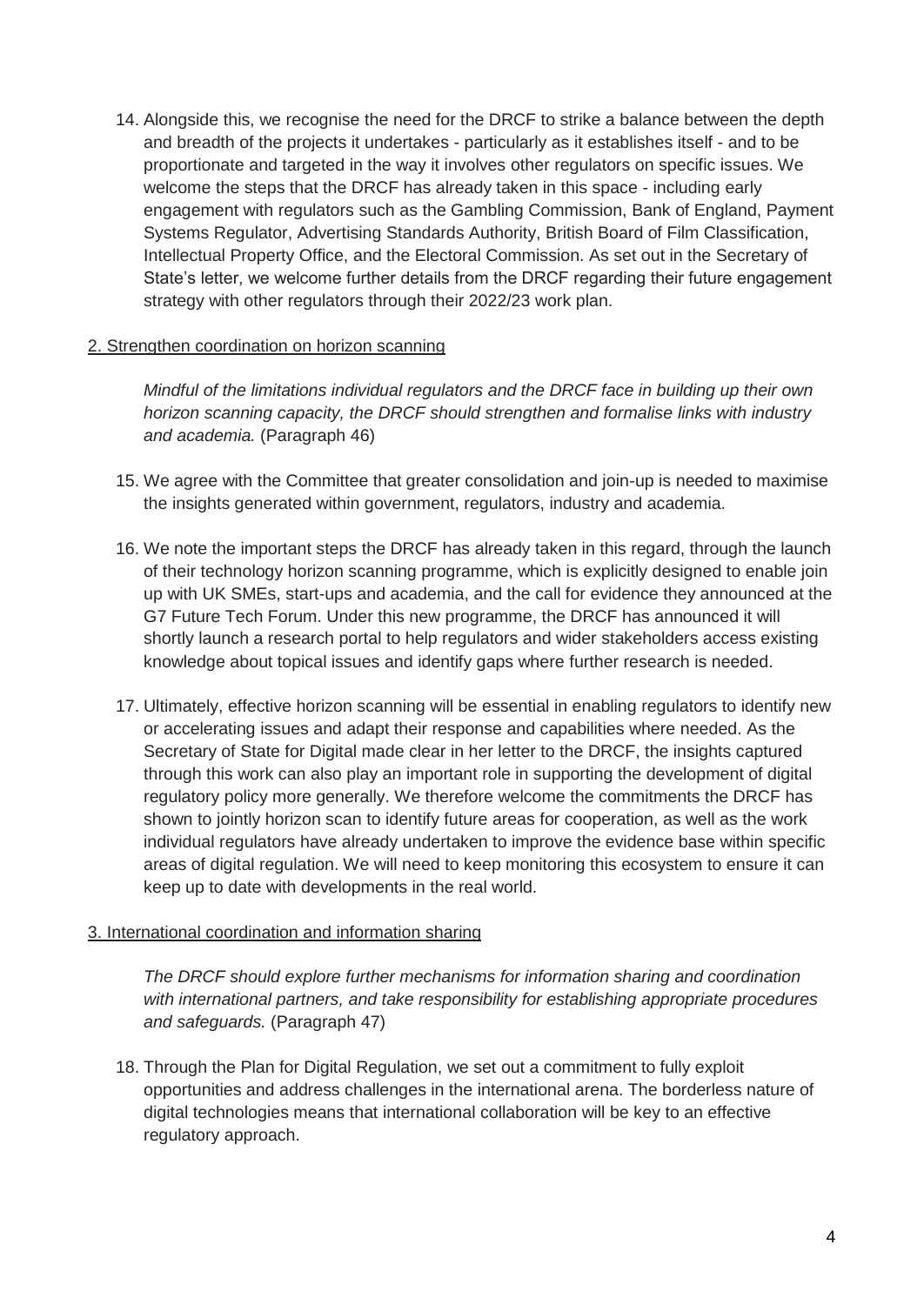14. Alongside this, we recognise the need for the DRCF to strike a balance between the depth and breadth of the projects it undertakes - particularly as it establishes itself - and to be proportionate and targeted in the way it involves other regulators on specific issues. We welcome the steps that the DRCF has already taken in this space - including early engagement with regulators such as the Gambling Commission, Bank of England, Payment Systems Regulator, Advertising Standards Authority, British Board of Film Classification, Intellectual Property Office, and the Electoral Commission. As set out in the Secretary of State's letter, we welcome further details from the DRCF regarding their future engagement strategy with other regulators through their 2022/23 work plan.

<u>2. Strengthen coordination on horizon scanning</u>

*Mindful of the limitations individual regulators and the DRCF face in building up their own horizon scanning capacity, the DRCF should strengthen and formalise links with industry and academia.* (Paragraph 46)

15. We agree with the Committee that greater consolidation and join-up is needed to maximise the insights generated within government, regulators, industry and academia.

16. We note the important steps the DRCF has already taken in this regard, through the launch of their technology horizon scanning programme, which is explicitly designed to enable join up with UK SMEs, start-ups and academia, and the call for evidence they announced at the G7 Future Tech Forum. Under this new programme, the DRCF has announced it will shortly launch a research portal to help regulators and wider stakeholders access existing knowledge about topical issues and identify gaps where further research is needed.

17. Ultimately, effective horizon scanning will be essential in enabling regulators to identify new or accelerating issues and adapt their response and capabilities where needed. As the Secretary of State for Digital made clear in her letter to the DRCF, the insights captured through this work can also play an important role in supporting the development of digital regulatory policy more generally. We therefore welcome the commitments the DRCF has shown to jointly horizon scan to identify future areas for cooperation, as well as the work individual regulators have already undertaken to improve the evidence base within specific areas of digital regulation. We will need to keep monitoring this ecosystem to ensure it can keep up to date with developments in the real world.

<u>3. International coordination and information sharing</u>

*The DRCF should explore further mechanisms for information sharing and coordination with international partners, and take responsibility for establishing appropriate procedures and safeguards.* (Paragraph 47)

18. Through the Plan for Digital Regulation, we set out a commitment to fully exploit opportunities and address challenges in the international arena. The borderless nature of digital technologies means that international collaboration will be key to an effective regulatory approach.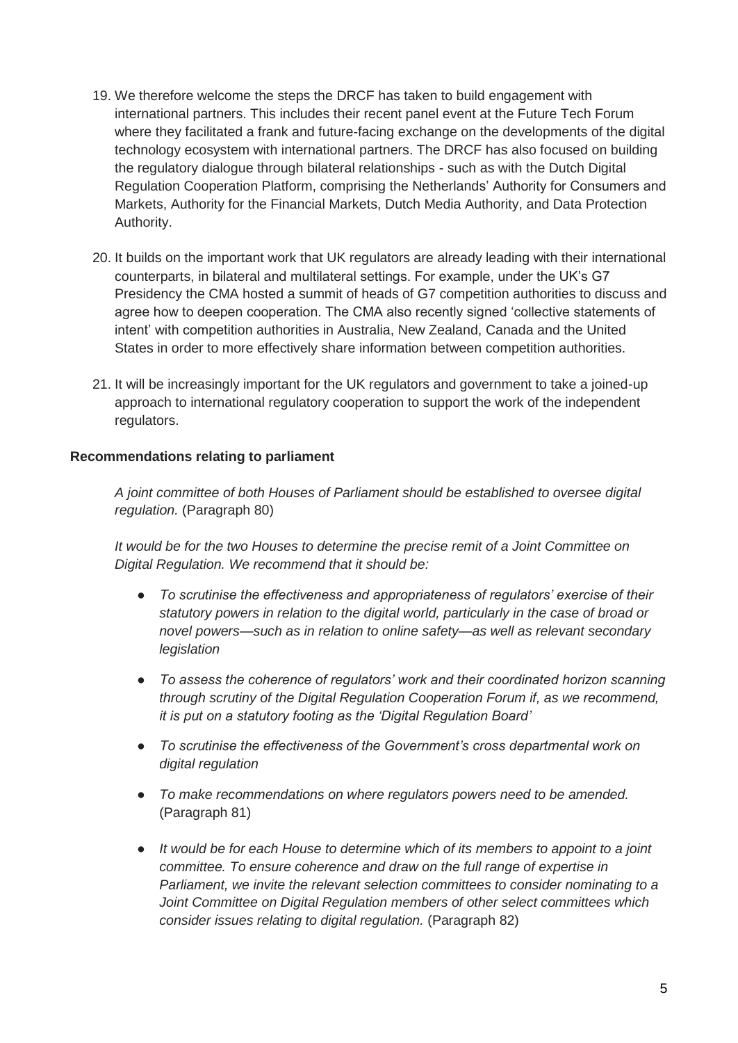19. We therefore welcome the steps the DRCF has taken to build engagement with international partners. This includes their recent panel event at the Future Tech Forum where they facilitated a frank and future-facing exchange on the developments of the digital technology ecosystem with international partners. The DRCF has also focused on building the regulatory dialogue through bilateral relationships - such as with the Dutch Digital Regulation Cooperation Platform, comprising the Netherlands' Authority for Consumers and Markets, Authority for the Financial Markets, Dutch Media Authority, and Data Protection Authority.

20. It builds on the important work that UK regulators are already leading with their international counterparts, in bilateral and multilateral settings. For example, under the UK's G7 Presidency the CMA hosted a summit of heads of G7 competition authorities to discuss and agree how to deepen cooperation. The CMA also recently signed 'collective statements of intent' with competition authorities in Australia, New Zealand, Canada and the United States in order to more effectively share information between competition authorities.

21. It will be increasingly important for the UK regulators and government to take a joined-up approach to international regulatory cooperation to support the work of the independent regulators.

**Recommendations relating to parliament**

*A joint committee of both Houses of Parliament should be established to oversee digital regulation.* (Paragraph 80)

*It would be for the two Houses to determine the precise remit of a Joint Committee on Digital Regulation. We recommend that it should be:*

- *To scrutinise the effectiveness and appropriateness of regulators' exercise of their statutory powers in relation to the digital world, particularly in the case of broad or novel powers—such as in relation to online safety—as well as relevant secondary legislation*
- *To assess the coherence of regulators' work and their coordinated horizon scanning through scrutiny of the Digital Regulation Cooperation Forum if, as we recommend, it is put on a statutory footing as the 'Digital Regulation Board'*
- *To scrutinise the effectiveness of the Government's cross departmental work on digital regulation*
- *To make recommendations on where regulators powers need to be amended.* (Paragraph 81)
- *It would be for each House to determine which of its members to appoint to a joint committee. To ensure coherence and draw on the full range of expertise in Parliament, we invite the relevant selection committees to consider nominating to a Joint Committee on Digital Regulation members of other select committees which consider issues relating to digital regulation.* (Paragraph 82)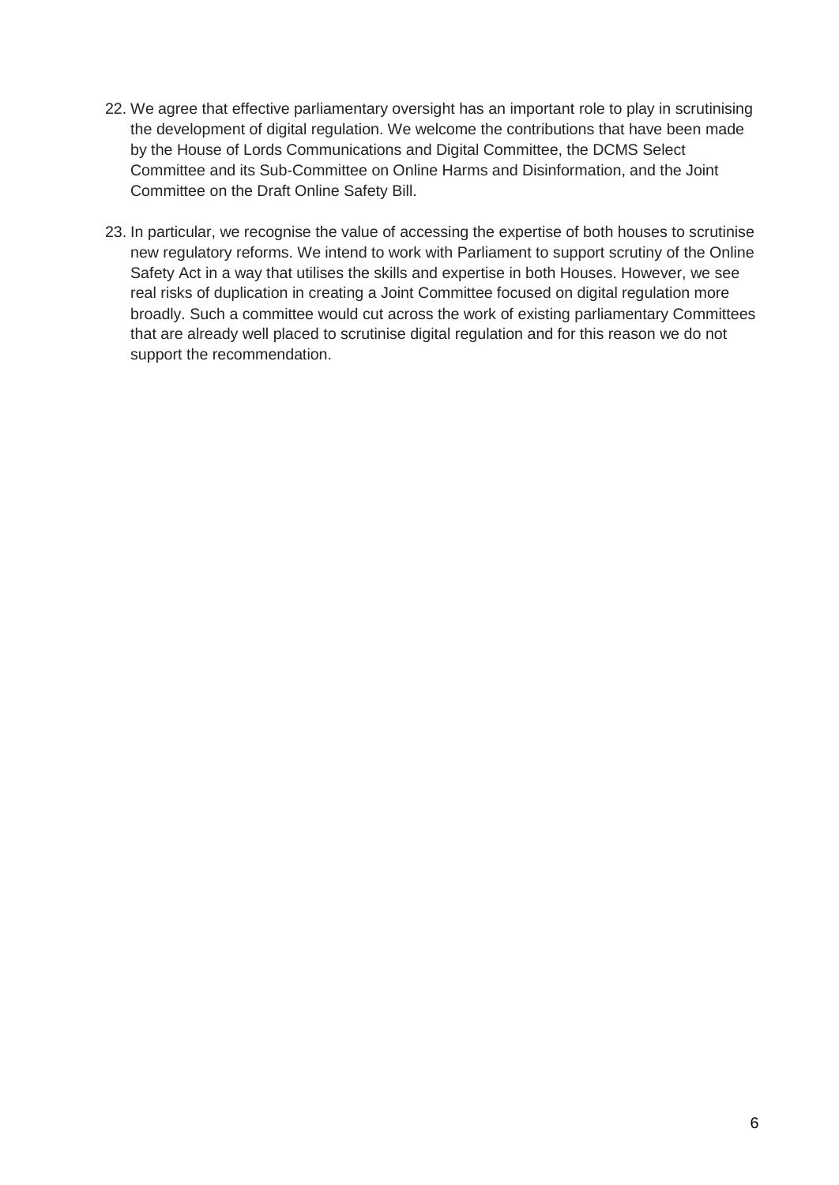22. We agree that effective parliamentary oversight has an important role to play in scrutinising the development of digital regulation. We welcome the contributions that have been made by the House of Lords Communications and Digital Committee, the DCMS Select Committee and its Sub-Committee on Online Harms and Disinformation, and the Joint Committee on the Draft Online Safety Bill.

23. In particular, we recognise the value of accessing the expertise of both houses to scrutinise new regulatory reforms. We intend to work with Parliament to support scrutiny of the Online Safety Act in a way that utilises the skills and expertise in both Houses. However, we see real risks of duplication in creating a Joint Committee focused on digital regulation more broadly. Such a committee would cut across the work of existing parliamentary Committees that are already well placed to scrutinise digital regulation and for this reason we do not support the recommendation.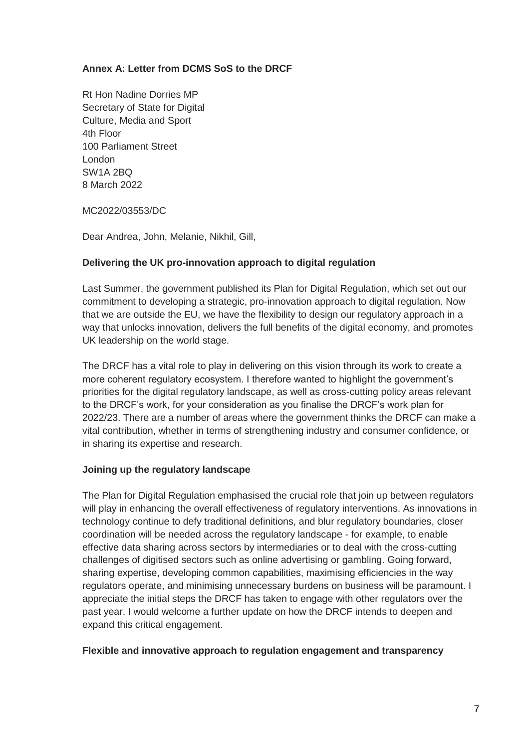**Annex A: Letter from DCMS SoS to the DRCF**

Rt Hon Nadine Dorries MP
Secretary of State for Digital
Culture, Media and Sport
4th Floor
100 Parliament Street
London
SW1A 2BQ
8 March 2022

MC2022/03553/DC

Dear Andrea, John, Melanie, Nikhil, Gill,

**Delivering the UK pro-innovation approach to digital regulation**

Last Summer, the government published its Plan for Digital Regulation, which set out our commitment to developing a strategic, pro-innovation approach to digital regulation. Now that we are outside the EU, we have the flexibility to design our regulatory approach in a way that unlocks innovation, delivers the full benefits of the digital economy, and promotes UK leadership on the world stage.

The DRCF has a vital role to play in delivering on this vision through its work to create a more coherent regulatory ecosystem. I therefore wanted to highlight the government's priorities for the digital regulatory landscape, as well as cross-cutting policy areas relevant to the DRCF's work, for your consideration as you finalise the DRCF's work plan for 2022/23. There are a number of areas where the government thinks the DRCF can make a vital contribution, whether in terms of strengthening industry and consumer confidence, or in sharing its expertise and research.

**Joining up the regulatory landscape**

The Plan for Digital Regulation emphasised the crucial role that join up between regulators will play in enhancing the overall effectiveness of regulatory interventions. As innovations in technology continue to defy traditional definitions, and blur regulatory boundaries, closer coordination will be needed across the regulatory landscape - for example, to enable effective data sharing across sectors by intermediaries or to deal with the cross-cutting challenges of digitised sectors such as online advertising or gambling. Going forward, sharing expertise, developing common capabilities, maximising efficiencies in the way regulators operate, and minimising unnecessary burdens on business will be paramount. I appreciate the initial steps the DRCF has taken to engage with other regulators over the past year. I would welcome a further update on how the DRCF intends to deepen and expand this critical engagement.

**Flexible and innovative approach to regulation engagement and transparency**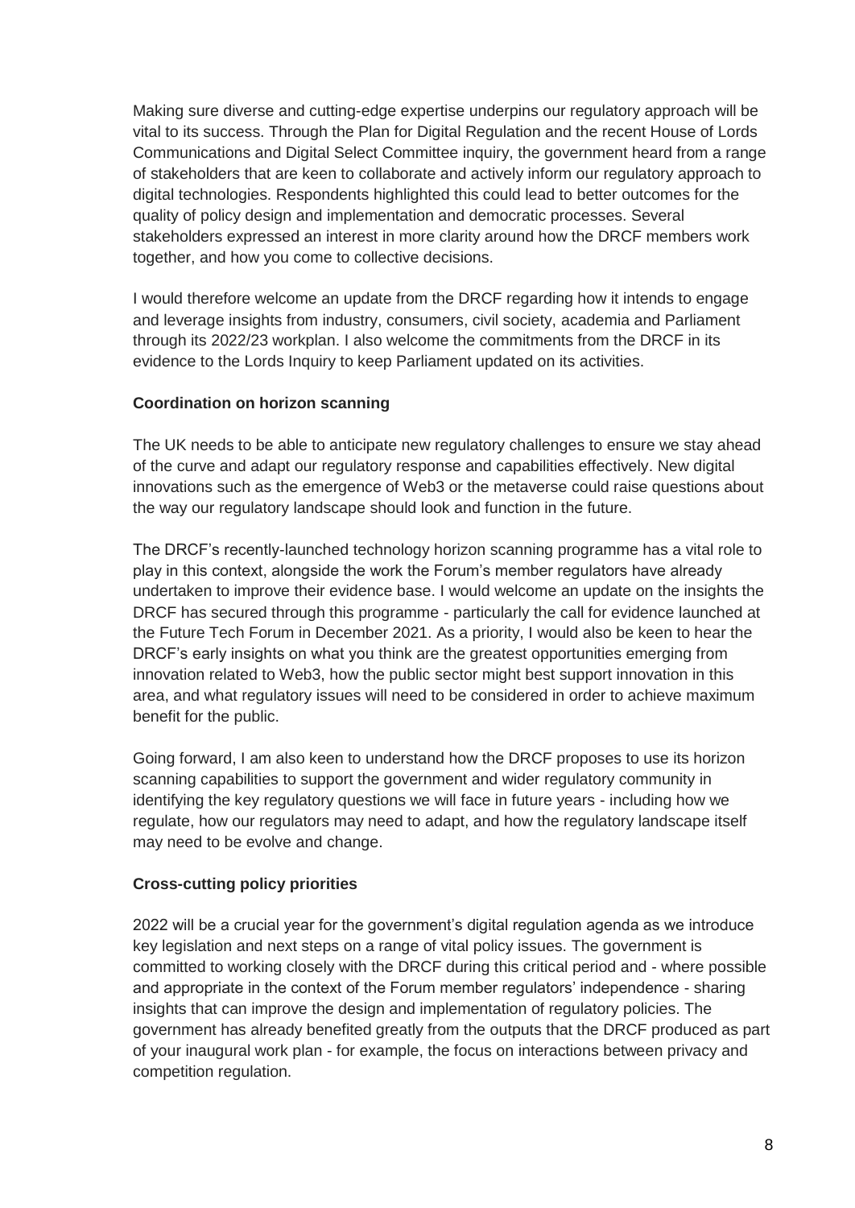Making sure diverse and cutting-edge expertise underpins our regulatory approach will be vital to its success. Through the Plan for Digital Regulation and the recent House of Lords Communications and Digital Select Committee inquiry, the government heard from a range of stakeholders that are keen to collaborate and actively inform our regulatory approach to digital technologies. Respondents highlighted this could lead to better outcomes for the quality of policy design and implementation and democratic processes. Several stakeholders expressed an interest in more clarity around how the DRCF members work together, and how you come to collective decisions.

I would therefore welcome an update from the DRCF regarding how it intends to engage and leverage insights from industry, consumers, civil society, academia and Parliament through its 2022/23 workplan. I also welcome the commitments from the DRCF in its evidence to the Lords Inquiry to keep Parliament updated on its activities.

**Coordination on horizon scanning**

The UK needs to be able to anticipate new regulatory challenges to ensure we stay ahead of the curve and adapt our regulatory response and capabilities effectively. New digital innovations such as the emergence of Web3 or the metaverse could raise questions about the way our regulatory landscape should look and function in the future.

The DRCF's recently-launched technology horizon scanning programme has a vital role to play in this context, alongside the work the Forum's member regulators have already undertaken to improve their evidence base. I would welcome an update on the insights the DRCF has secured through this programme - particularly the call for evidence launched at the Future Tech Forum in December 2021. As a priority, I would also be keen to hear the DRCF's early insights on what you think are the greatest opportunities emerging from innovation related to Web3, how the public sector might best support innovation in this area, and what regulatory issues will need to be considered in order to achieve maximum benefit for the public.

Going forward, I am also keen to understand how the DRCF proposes to use its horizon scanning capabilities to support the government and wider regulatory community in identifying the key regulatory questions we will face in future years - including how we regulate, how our regulators may need to adapt, and how the regulatory landscape itself may need to be evolve and change.

**Cross-cutting policy priorities**

2022 will be a crucial year for the government's digital regulation agenda as we introduce key legislation and next steps on a range of vital policy issues. The government is committed to working closely with the DRCF during this critical period and - where possible and appropriate in the context of the Forum member regulators' independence - sharing insights that can improve the design and implementation of regulatory policies. The government has already benefited greatly from the outputs that the DRCF produced as part of your inaugural work plan - for example, the focus on interactions between privacy and competition regulation.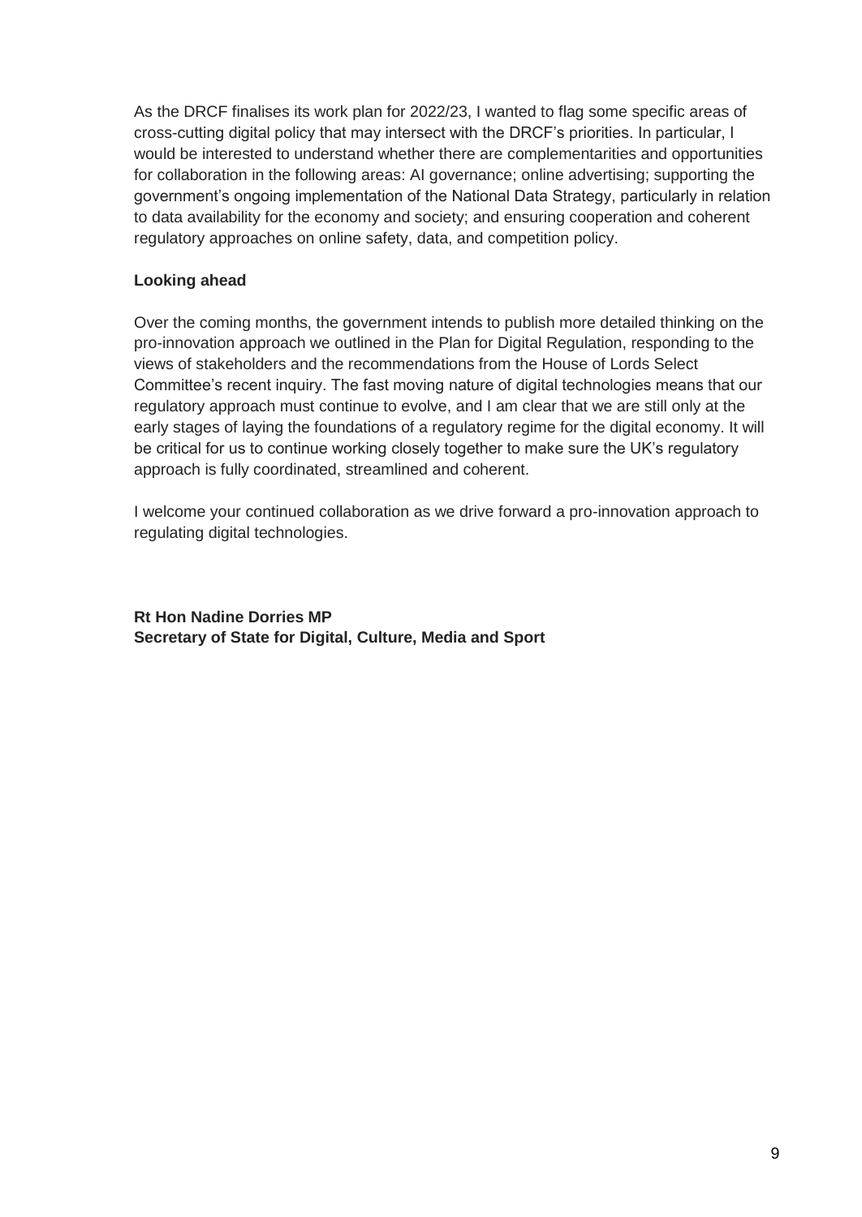As the DRCF finalises its work plan for 2022/23, I wanted to flag some specific areas of cross-cutting digital policy that may intersect with the DRCF's priorities. In particular, I would be interested to understand whether there are complementarities and opportunities for collaboration in the following areas: AI governance; online advertising; supporting the government's ongoing implementation of the National Data Strategy, particularly in relation to data availability for the economy and society; and ensuring cooperation and coherent regulatory approaches on online safety, data, and competition policy.

**Looking ahead**

Over the coming months, the government intends to publish more detailed thinking on the pro-innovation approach we outlined in the Plan for Digital Regulation, responding to the views of stakeholders and the recommendations from the House of Lords Select Committee's recent inquiry. The fast moving nature of digital technologies means that our regulatory approach must continue to evolve, and I am clear that we are still only at the early stages of laying the foundations of a regulatory regime for the digital economy. It will be critical for us to continue working closely together to make sure the UK's regulatory approach is fully coordinated, streamlined and coherent.

I welcome your continued collaboration as we drive forward a pro-innovation approach to regulating digital technologies.

**Rt Hon Nadine Dorries MP**
**Secretary of State for Digital, Culture, Media and Sport**